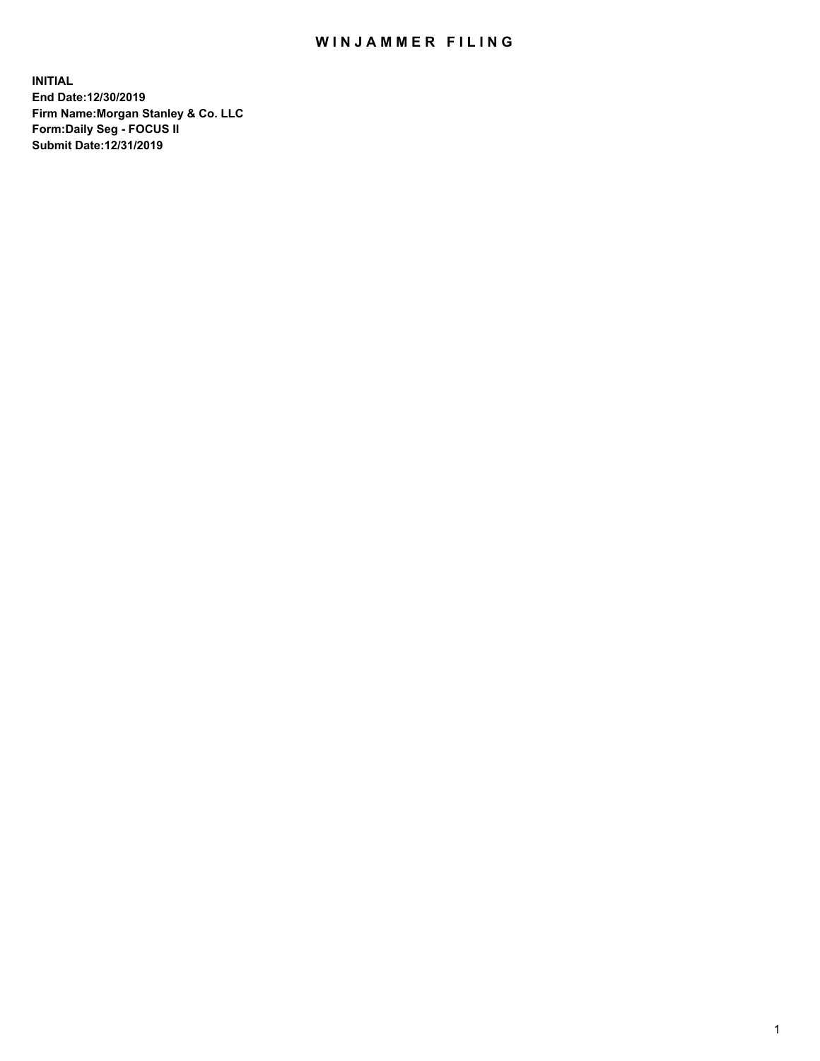# WINJAMMER FILING

**INITIAL**
**End Date:12/30/2019**
**Firm Name:Morgan Stanley & Co. LLC**
**Form:Daily Seg - FOCUS II**
**Submit Date:12/31/2019**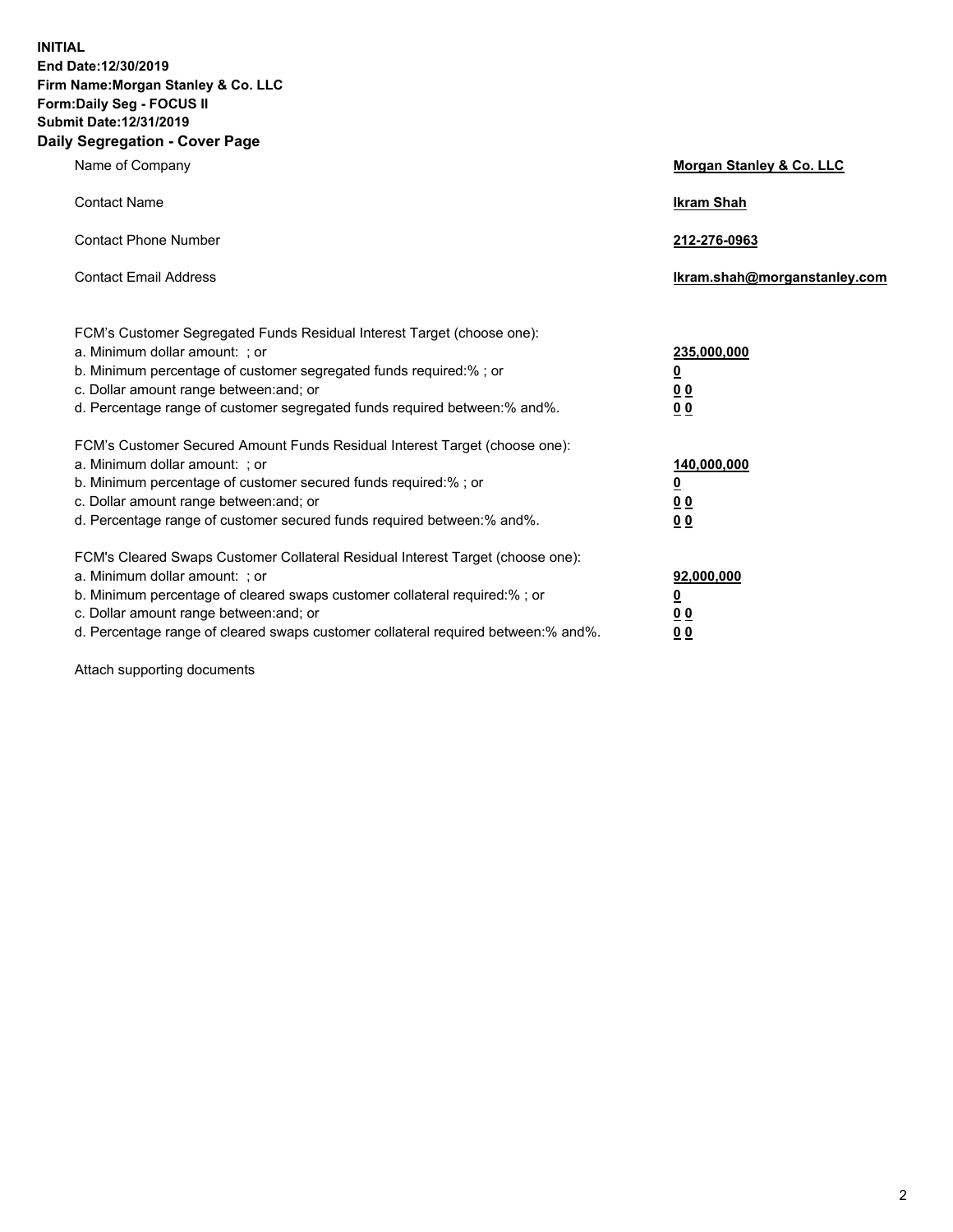**INITIAL**
**End Date:12/30/2019**
**Firm Name:Morgan Stanley & Co. LLC**
**Form:Daily Seg - FOCUS II**
**Submit Date:12/31/2019**
**Daily Segregation - Cover Page**

| | |
|---|---|
| Name of Company | **Morgan Stanley & Co. LLC** |
| Contact Name | **Ikram Shah** |
| Contact Phone Number | **212-276-0963** |
| Contact Email Address | **Ikram.shah@morganstanley.com** |

| | |
|---|---|
| FCM's Customer Segregated Funds Residual Interest Target (choose one): | |
| a. Minimum dollar amount: ; or | **235,000,000** |
| b. Minimum percentage of customer segregated funds required:% ; or | **0** |
| c. Dollar amount range between:and; or | **0 0** |
| d. Percentage range of customer segregated funds required between:% and%. | **0 0** |
| FCM's Customer Secured Amount Funds Residual Interest Target (choose one): | |
| a. Minimum dollar amount: ; or | **140,000,000** |
| b. Minimum percentage of customer secured funds required:% ; or | **0** |
| c. Dollar amount range between:and; or | **0 0** |
| d. Percentage range of customer secured funds required between:% and%. | **0 0** |
| FCM's Cleared Swaps Customer Collateral Residual Interest Target (choose one): | |
| a. Minimum dollar amount: ; or | **92,000,000** |
| b. Minimum percentage of cleared swaps customer collateral required:% ; or | **0** |
| c. Dollar amount range between:and; or | **0 0** |
| d. Percentage range of cleared swaps customer collateral required between:% and%. | **0 0** |

Attach supporting documents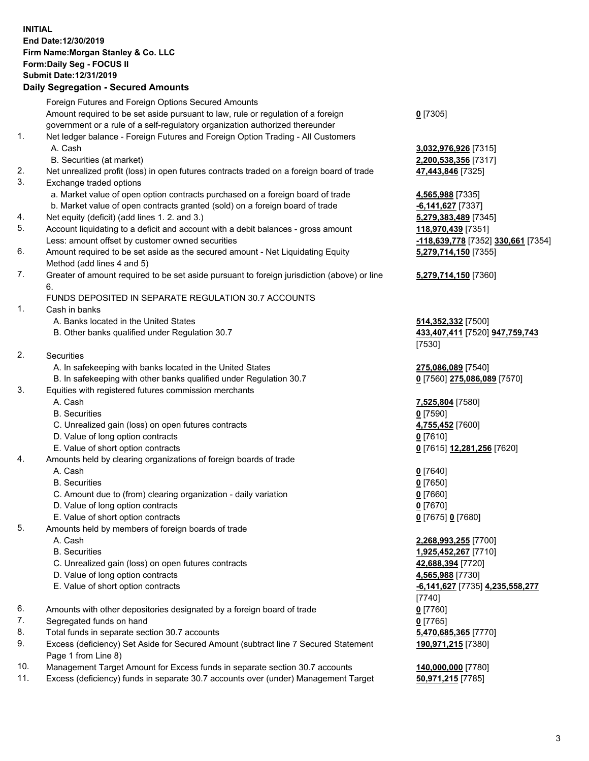**INITIAL**
**End Date:12/30/2019**
**Firm Name:Morgan Stanley & Co. LLC**
**Form:Daily Seg - FOCUS II**
**Submit Date:12/31/2019**

### Daily Segregation - Secured Amounts

| | | |
|---|---|---|
| | Foreign Futures and Foreign Options Secured Amounts | |
| | Amount required to be set aside pursuant to law, rule or regulation of a foreign government or a rule of a self-regulatory organization authorized thereunder | **0** [7305] |
| 1. | Net ledger balance - Foreign Futures and Foreign Option Trading - All Customers | |
| | A. Cash | **3,032,976,926** [7315] |
| | B. Securities (at market) | **2,200,538,356** [7317] |
| 2. | Net unrealized profit (loss) in open futures contracts traded on a foreign board of trade | **47,443,846** [7325] |
| 3. | Exchange traded options | |
| | a. Market value of open option contracts purchased on a foreign board of trade | **4,565,988** [7335] |
| | b. Market value of open contracts granted (sold) on a foreign board of trade | **-6,141,627** [7337] |
| 4. | Net equity (deficit) (add lines 1. 2. and 3.) | **5,279,383,489** [7345] |
| 5. | Account liquidating to a deficit and account with a debit balances - gross amount | **118,970,439** [7351] |
| | Less: amount offset by customer owned securities | **-118,639,778** [7352] **330,661** [7354] |
| 6. | Amount required to be set aside as the secured amount - Net Liquidating Equity Method (add lines 4 and 5) | **5,279,714,150** [7355] |
| 7. | Greater of amount required to be set aside pursuant to foreign jurisdiction (above) or line 6. | **5,279,714,150** [7360] |
| | FUNDS DEPOSITED IN SEPARATE REGULATION 30.7 ACCOUNTS | |
| 1. | Cash in banks | |
| | A. Banks located in the United States | **514,352,332** [7500] |
| | B. Other banks qualified under Regulation 30.7 | **433,407,411** [7520] **947,759,743** [7530] |
| 2. | Securities | |
| | A. In safekeeping with banks located in the United States | **275,086,089** [7540] |
| | B. In safekeeping with other banks qualified under Regulation 30.7 | **0** [7560] **275,086,089** [7570] |
| 3. | Equities with registered futures commission merchants | |
| | A. Cash | **7,525,804** [7580] |
| | B. Securities | **0** [7590] |
| | C. Unrealized gain (loss) on open futures contracts | **4,755,452** [7600] |
| | D. Value of long option contracts | **0** [7610] |
| | E. Value of short option contracts | **0** [7615] **12,281,256** [7620] |
| 4. | Amounts held by clearing organizations of foreign boards of trade | |
| | A. Cash | **0** [7640] |
| | B. Securities | **0** [7650] |
| | C. Amount due to (from) clearing organization - daily variation | **0** [7660] |
| | D. Value of long option contracts | **0** [7670] |
| | E. Value of short option contracts | **0** [7675] **0** [7680] |
| 5. | Amounts held by members of foreign boards of trade | |
| | A. Cash | **2,268,993,255** [7700] |
| | B. Securities | **1,925,452,267** [7710] |
| | C. Unrealized gain (loss) on open futures contracts | **42,688,394** [7720] |
| | D. Value of long option contracts | **4,565,988** [7730] |
| | E. Value of short option contracts | **-6,141,627** [7735] **4,235,558,277** [7740] |
| 6. | Amounts with other depositories designated by a foreign board of trade | **0** [7760] |
| 7. | Segregated funds on hand | **0** [7765] |
| 8. | Total funds in separate section 30.7 accounts | **5,470,685,365** [7770] |
| 9. | Excess (deficiency) Set Aside for Secured Amount (subtract line 7 Secured Statement Page 1 from Line 8) | **190,971,215** [7380] |
| 10. | Management Target Amount for Excess funds in separate section 30.7 accounts | **140,000,000** [7780] |
| 11. | Excess (deficiency) funds in separate 30.7 accounts over (under) Management Target | **50,971,215** [7785] |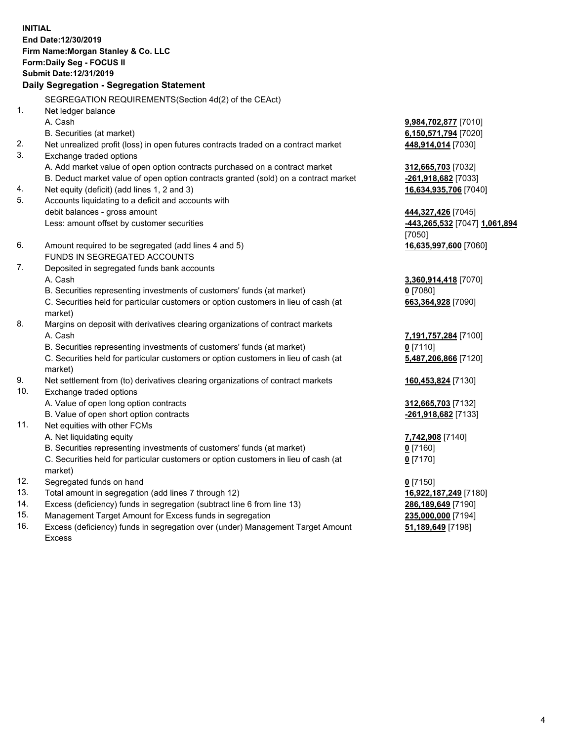**INITIAL**
**End Date:12/30/2019**
**Firm Name:Morgan Stanley & Co. LLC**
**Form:Daily Seg - FOCUS II**
**Submit Date:12/31/2019**

## Daily Segregation - Segregation Statement

SEGREGATION REQUIREMENTS(Section 4d(2) of the CEAct)

| | | |
|---|---|---|
| 1. | Net ledger balance | |
| | A. Cash | **9,984,702,877** [7010] |
| | B. Securities (at market) | **6,150,571,794** [7020] |
| 2. | Net unrealized profit (loss) in open futures contracts traded on a contract market | **448,914,014** [7030] |
| 3. | Exchange traded options | |
| | A. Add market value of open option contracts purchased on a contract market | **312,665,703** [7032] |
| | B. Deduct market value of open option contracts granted (sold) on a contract market | **-261,918,682** [7033] |
| 4. | Net equity (deficit) (add lines 1, 2 and 3) | **16,634,935,706** [7040] |
| 5. | Accounts liquidating to a deficit and accounts with debit balances - gross amount | **444,327,426** [7045] |
| | Less: amount offset by customer securities | **-443,265,532** [7047] **1,061,894** [7050] |
| 6. | Amount required to be segregated (add lines 4 and 5) | **16,635,997,600** [7060] |
| | FUNDS IN SEGREGATED ACCOUNTS | |
| 7. | Deposited in segregated funds bank accounts | |
| | A. Cash | **3,360,914,418** [7070] |
| | B. Securities representing investments of customers' funds (at market) | **0** [7080] |
| | C. Securities held for particular customers or option customers in lieu of cash (at market) | **663,364,928** [7090] |
| 8. | Margins on deposit with derivatives clearing organizations of contract markets | |
| | A. Cash | **7,191,757,284** [7100] |
| | B. Securities representing investments of customers' funds (at market) | **0** [7110] |
| | C. Securities held for particular customers or option customers in lieu of cash (at market) | **5,487,206,866** [7120] |
| 9. | Net settlement from (to) derivatives clearing organizations of contract markets | **160,453,824** [7130] |
| 10. | Exchange traded options | |
| | A. Value of open long option contracts | **312,665,703** [7132] |
| | B. Value of open short option contracts | **-261,918,682** [7133] |
| 11. | Net equities with other FCMs | |
| | A. Net liquidating equity | **7,742,908** [7140] |
| | B. Securities representing investments of customers' funds (at market) | **0** [7160] |
| | C. Securities held for particular customers or option customers in lieu of cash (at market) | **0** [7170] |
| 12. | Segregated funds on hand | **0** [7150] |
| 13. | Total amount in segregation (add lines 7 through 12) | **16,922,187,249** [7180] |
| 14. | Excess (deficiency) funds in segregation (subtract line 6 from line 13) | **286,189,649** [7190] |
| 15. | Management Target Amount for Excess funds in segregation | **235,000,000** [7194] |
| 16. | Excess (deficiency) funds in segregation over (under) Management Target Amount Excess | **51,189,649** [7198] |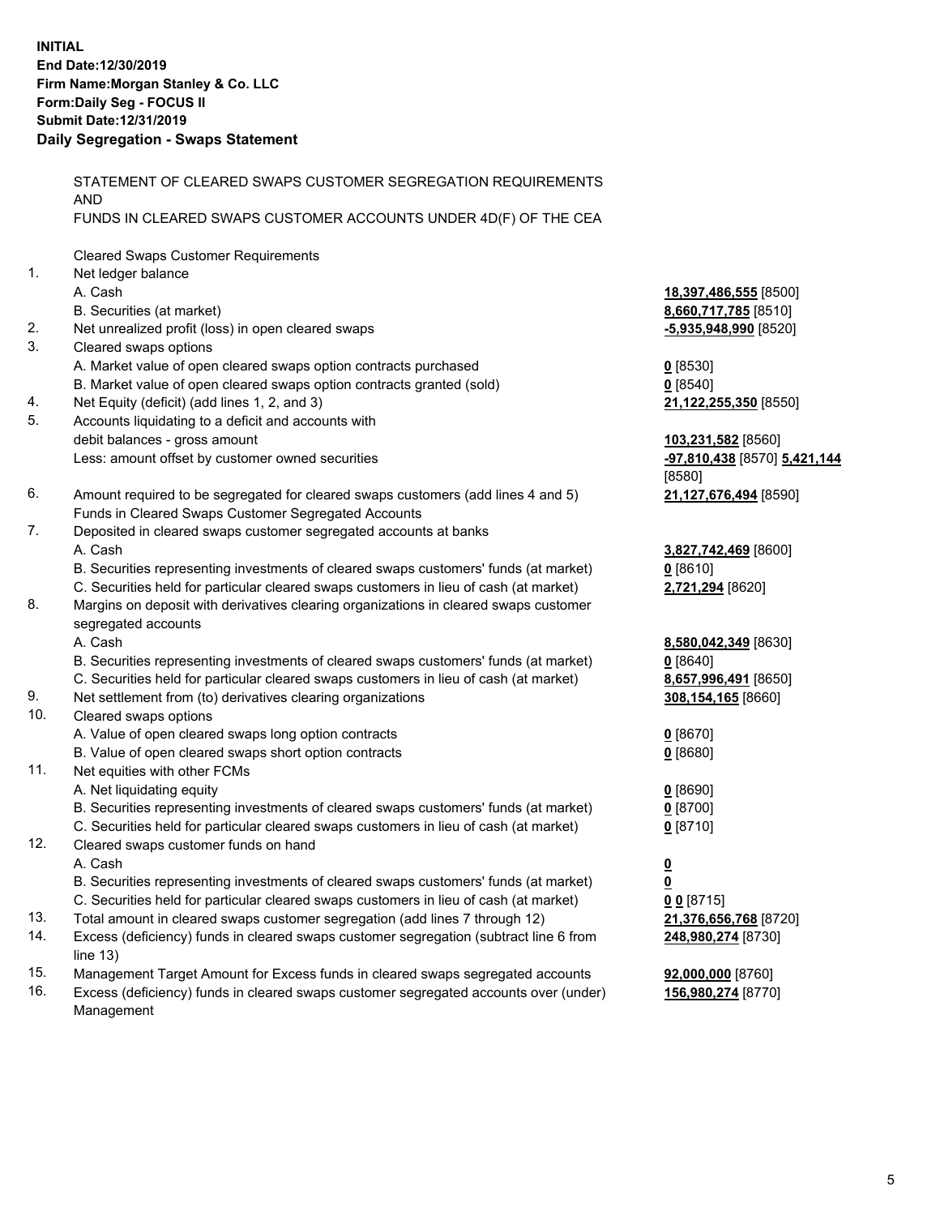**INITIAL**
**End Date:12/30/2019**
**Firm Name:Morgan Stanley & Co. LLC**
**Form:Daily Seg - FOCUS II**
**Submit Date:12/31/2019**
**Daily Segregation - Swaps Statement**

STATEMENT OF CLEARED SWAPS CUSTOMER SEGREGATION REQUIREMENTS AND FUNDS IN CLEARED SWAPS CUSTOMER ACCOUNTS UNDER 4D(F) OF THE CEA

| | | |
|---|---|---|
| | Cleared Swaps Customer Requirements | |
| 1. | Net ledger balance | |
| | A. Cash | **18,397,486,555** [8500] |
| | B. Securities (at market) | **8,660,717,785** [8510] |
| 2. | Net unrealized profit (loss) in open cleared swaps | **-5,935,948,990** [8520] |
| 3. | Cleared swaps options | |
| | A. Market value of open cleared swaps option contracts purchased | **0** [8530] |
| | B. Market value of open cleared swaps option contracts granted (sold) | **0** [8540] |
| 4. | Net Equity (deficit) (add lines 1, 2, and 3) | **21,122,255,350** [8550] |
| 5. | Accounts liquidating to a deficit and accounts with debit balances - gross amount | **103,231,582** [8560] |
| | Less: amount offset by customer owned securities | **-97,810,438** [8570] **5,421,144** [8580] |
| 6. | Amount required to be segregated for cleared swaps customers (add lines 4 and 5) | **21,127,676,494** [8590] |
| | Funds in Cleared Swaps Customer Segregated Accounts | |
| 7. | Deposited in cleared swaps customer segregated accounts at banks | |
| | A. Cash | **3,827,742,469** [8600] |
| | B. Securities representing investments of cleared swaps customers' funds (at market) | **0** [8610] |
| | C. Securities held for particular cleared swaps customers in lieu of cash (at market) | **2,721,294** [8620] |
| 8. | Margins on deposit with derivatives clearing organizations in cleared swaps customer segregated accounts | |
| | A. Cash | **8,580,042,349** [8630] |
| | B. Securities representing investments of cleared swaps customers' funds (at market) | **0** [8640] |
| | C. Securities held for particular cleared swaps customers in lieu of cash (at market) | **8,657,996,491** [8650] |
| 9. | Net settlement from (to) derivatives clearing organizations | **308,154,165** [8660] |
| 10. | Cleared swaps options | |
| | A. Value of open cleared swaps long option contracts | **0** [8670] |
| | B. Value of open cleared swaps short option contracts | **0** [8680] |
| 11. | Net equities with other FCMs | |
| | A. Net liquidating equity | **0** [8690] |
| | B. Securities representing investments of cleared swaps customers' funds (at market) | **0** [8700] |
| | C. Securities held for particular cleared swaps customers in lieu of cash (at market) | **0** [8710] |
| 12. | Cleared swaps customer funds on hand | |
| | A. Cash | **0** |
| | B. Securities representing investments of cleared swaps customers' funds (at market) | **0** |
| | C. Securities held for particular cleared swaps customers in lieu of cash (at market) | **0** **0** [8715] |
| 13. | Total amount in cleared swaps customer segregation (add lines 7 through 12) | **21,376,656,768** [8720] |
| 14. | Excess (deficiency) funds in cleared swaps customer segregation (subtract line 6 from line 13) | **248,980,274** [8730] |
| 15. | Management Target Amount for Excess funds in cleared swaps segregated accounts | **92,000,000** [8760] |
| 16. | Excess (deficiency) funds in cleared swaps customer segregated accounts over (under) Management | **156,980,274** [8770] |